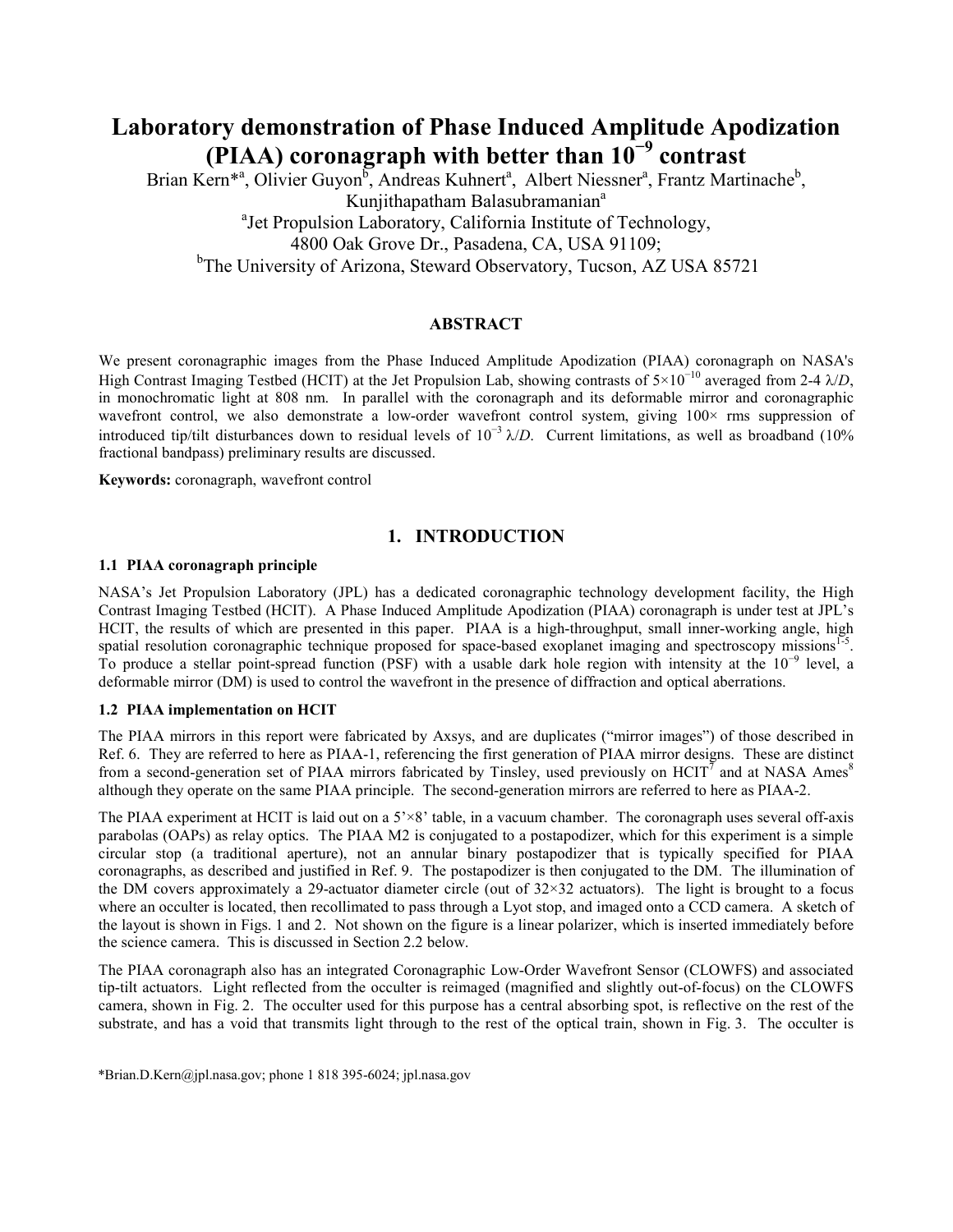# Laboratory demonstration of Phase Induced Amplitude Apodization (PIAA) coronagraph with better than $10^{-9}$ contrast

Brian Kern*[a], Olivier Guyon[b], Andreas Kuhnert[a], Albert Niessner[a], Frantz Martinache[b], Kunjithapatham Balasubramanian[a]

[a]Jet Propulsion Laboratory, California Institute of Technology, 4800 Oak Grove Dr., Pasadena, CA, USA 91109;

[b]The University of Arizona, Steward Observatory, Tucson, AZ USA 85721

## ABSTRACT

We present coronagraphic images from the Phase Induced Amplitude Apodization (PIAA) coronagraph on NASA's High Contrast Imaging Testbed (HCIT) at the Jet Propulsion Lab, showing contrasts of $5\times10^{-10}$ averaged from 2-4 $\lambda/D$, in monochromatic light at 808 nm. In parallel with the coronagraph and its deformable mirror and coronagraphic wavefront control, we also demonstrate a low-order wavefront control system, giving 100× rms suppression of introduced tip/tilt disturbances down to residual levels of $10^{-3}$ $\lambda/D$. Current limitations, as well as broadband (10% fractional bandpass) preliminary results are discussed.

**Keywords:** coronagraph, wavefront control

## 1. INTRODUCTION

### 1.1 PIAA coronagraph principle

NASA's Jet Propulsion Laboratory (JPL) has a dedicated coronagraphic technology development facility, the High Contrast Imaging Testbed (HCIT). A Phase Induced Amplitude Apodization (PIAA) coronagraph is under test at JPL's HCIT, the results of which are presented in this paper. PIAA is a high-throughput, small inner-working angle, high spatial resolution coronagraphic technique proposed for space-based exoplanet imaging and spectroscopy missions[1-5]. To produce a stellar point-spread function (PSF) with a usable dark hole region with intensity at the $10^{-9}$ level, a deformable mirror (DM) is used to control the wavefront in the presence of diffraction and optical aberrations.

### 1.2 PIAA implementation on HCIT

The PIAA mirrors in this report were fabricated by Axsys, and are duplicates ("mirror images") of those described in Ref. 6. They are referred to here as PIAA-1, referencing the first generation of PIAA mirror designs. These are distinct from a second-generation set of PIAA mirrors fabricated by Tinsley, used previously on HCIT[7] and at NASA Ames[8] although they operate on the same PIAA principle. The second-generation mirrors are referred to here as PIAA-2.

The PIAA experiment at HCIT is laid out on a 5'×8' table, in a vacuum chamber. The coronagraph uses several off-axis parabolas (OAPs) as relay optics. The PIAA M2 is conjugated to a postapodizer, which for this experiment is a simple circular stop (a traditional aperture), not an annular binary postapodizer that is typically specified for PIAA coronagraphs, as described and justified in Ref. 9. The postapodizer is then conjugated to the DM. The illumination of the DM covers approximately a 29-actuator diameter circle (out of 32×32 actuators). The light is brought to a focus where an occulter is located, then recollimated to pass through a Lyot stop, and imaged onto a CCD camera. A sketch of the layout is shown in Figs. 1 and 2. Not shown on the figure is a linear polarizer, which is inserted immediately before the science camera. This is discussed in Section 2.2 below.

The PIAA coronagraph also has an integrated Coronagraphic Low-Order Wavefront Sensor (CLOWFS) and associated tip-tilt actuators. Light reflected from the occulter is reimaged (magnified and slightly out-of-focus) on the CLOWFS camera, shown in Fig. 2. The occulter used for this purpose has a central absorbing spot, is reflective on the rest of the substrate, and has a void that transmits light through to the rest of the optical train, shown in Fig. 3. The occulter is

*Brian.D.Kern@jpl.nasa.gov; phone 1 818 395-6024; jpl.nasa.gov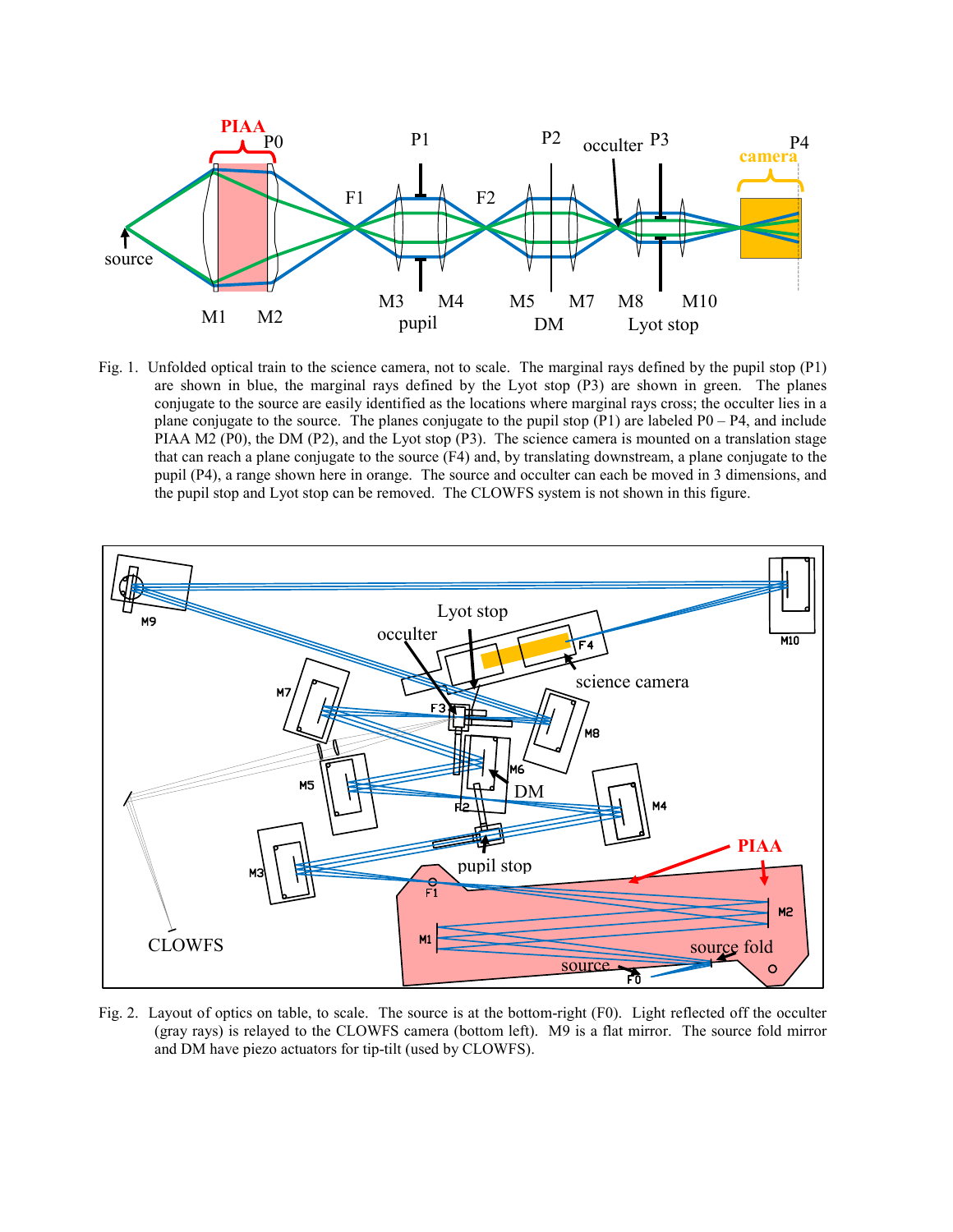Fig. 1. Unfolded optical train to the science camera, not to scale. The marginal rays defined by the pupil stop (P1) are shown in blue, the marginal rays defined by the Lyot stop (P3) are shown in green. The planes conjugate to the source are easily identified as the locations where marginal rays cross; the occulter lies in a plane conjugate to the source. The planes conjugate to the pupil stop (P1) are labeled P0 – P4, and include PIAA M2 (P0), the DM (P2), and the Lyot stop (P3). The science camera is mounted on a translation stage that can reach a plane conjugate to the source (F4) and, by translating downstream, a plane conjugate to the pupil (P4), a range shown here in orange. The source and occulter can each be moved in 3 dimensions, and the pupil stop and Lyot stop can be removed. The CLOWFS system is not shown in this figure.

Fig. 2. Layout of optics on table, to scale. The source is at the bottom-right (F0). Light reflected off the occulter (gray rays) is relayed to the CLOWFS camera (bottom left). M9 is a flat mirror. The source fold mirror and DM have piezo actuators for tip-tilt (used by CLOWFS).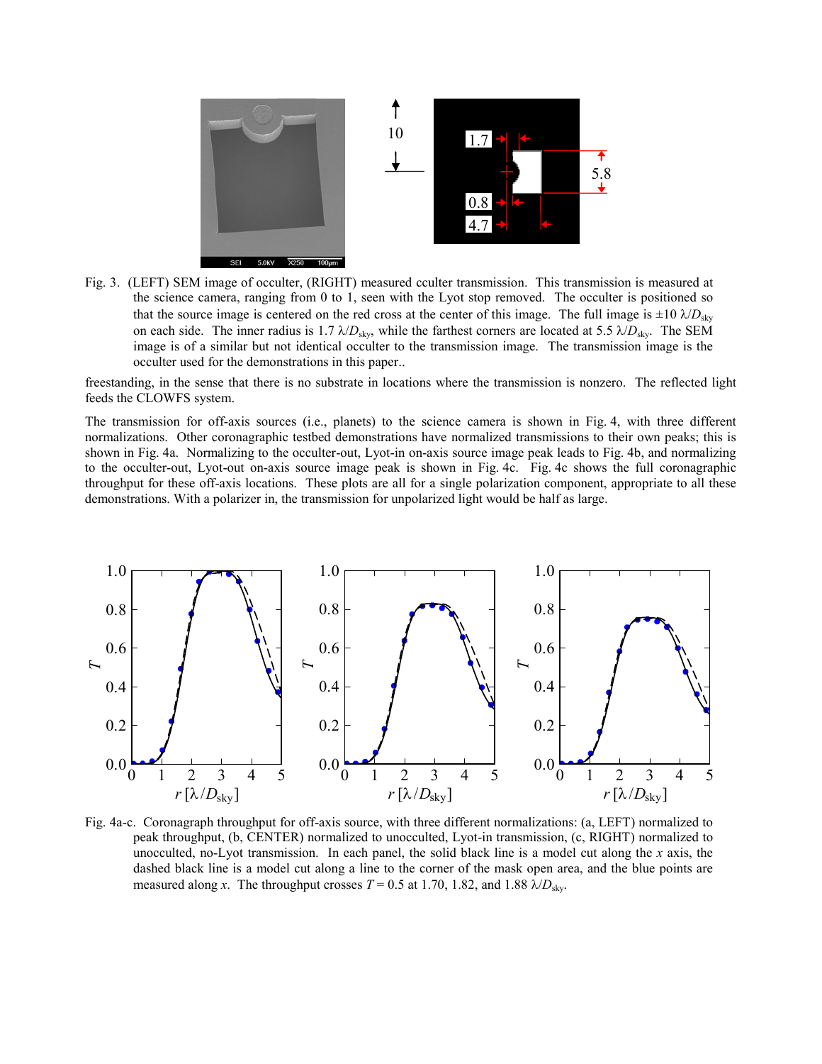Fig. 3. (LEFT) SEM image of occulter, (RIGHT) measured cculter transmission. This transmission is measured at the science camera, ranging from 0 to 1, seen with the Lyot stop removed. The occulter is positioned so that the source image is centered on the red cross at the center of this image. The full image is ±10 $\lambda/D_{\text{sky}}$ on each side. The inner radius is 1.7 $\lambda/D_{\text{sky}}$, while the farthest corners are located at 5.5 $\lambda/D_{\text{sky}}$. The SEM image is of a similar but not identical occulter to the transmission image. The transmission image is the occulter used for the demonstrations in this paper..

freestanding, in the sense that there is no substrate in locations where the transmission is nonzero. The reflected light feeds the CLOWFS system.

The transmission for off-axis sources (i.e., planets) to the science camera is shown in Fig. 4, with three different normalizations. Other coronagraphic testbed demonstrations have normalized transmissions to their own peaks; this is shown in Fig. 4a. Normalizing to the occulter-out, Lyot-in on-axis source image peak leads to Fig. 4b, and normalizing to the occulter-out, Lyot-out on-axis source image peak is shown in Fig. 4c. Fig. 4c shows the full coronagraphic throughput for these off-axis locations. These plots are all for a single polarization component, appropriate to all these demonstrations. With a polarizer in, the transmission for unpolarized light would be half as large.

Fig. 4a-c. Coronagraph throughput for off-axis source, with three different normalizations: (a, LEFT) normalized to peak throughput, (b, CENTER) normalized to unocculted, Lyot-in transmission, (c, RIGHT) normalized to unocculted, no-Lyot transmission. In each panel, the solid black line is a model cut along the $x$ axis, the dashed black line is a model cut along a line to the corner of the mask open area, and the blue points are measured along $x$. The throughput crosses $T = 0.5$ at 1.70, 1.82, and 1.88 $\lambda/D_{\text{sky}}$.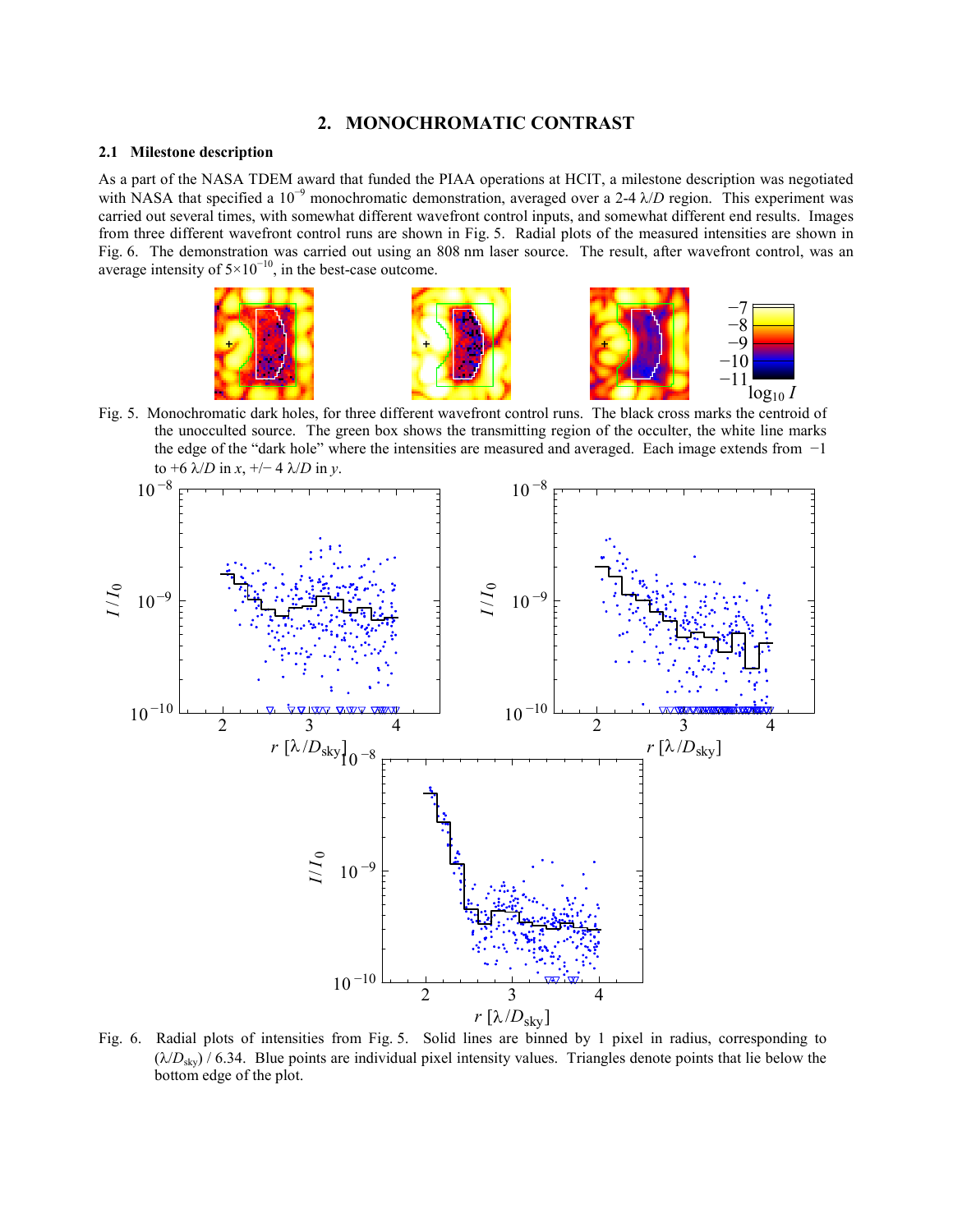## 2. MONOCHROMATIC CONTRAST

### 2.1 Milestone description

As a part of the NASA TDEM award that funded the PIAA operations at HCIT, a milestone description was negotiated with NASA that specified a $10^{-9}$ monochromatic demonstration, averaged over a 2-4 $\lambda/D$ region. This experiment was carried out several times, with somewhat different wavefront control inputs, and somewhat different end results. Images from three different wavefront control runs are shown in Fig. 5. Radial plots of the measured intensities are shown in Fig. 6. The demonstration was carried out using an 808 nm laser source. The result, after wavefront control, was an average intensity of $5\times10^{-10}$, in the best-case outcome.

Fig. 5. Monochromatic dark holes, for three different wavefront control runs. The black cross marks the centroid of the unocculted source. The green box shows the transmitting region of the occulter, the white line marks the edge of the "dark hole" where the intensities are measured and averaged. Each image extends from $-1$ to $+6$ $\lambda/D$ in $x$, +/− 4 $\lambda/D$ in $y$.

Fig. 6. Radial plots of intensities from Fig. 5. Solid lines are binned by 1 pixel in radius, corresponding to $(\lambda/D_{sky})$ / 6.34. Blue points are individual pixel intensity values. Triangles denote points that lie below the bottom edge of the plot.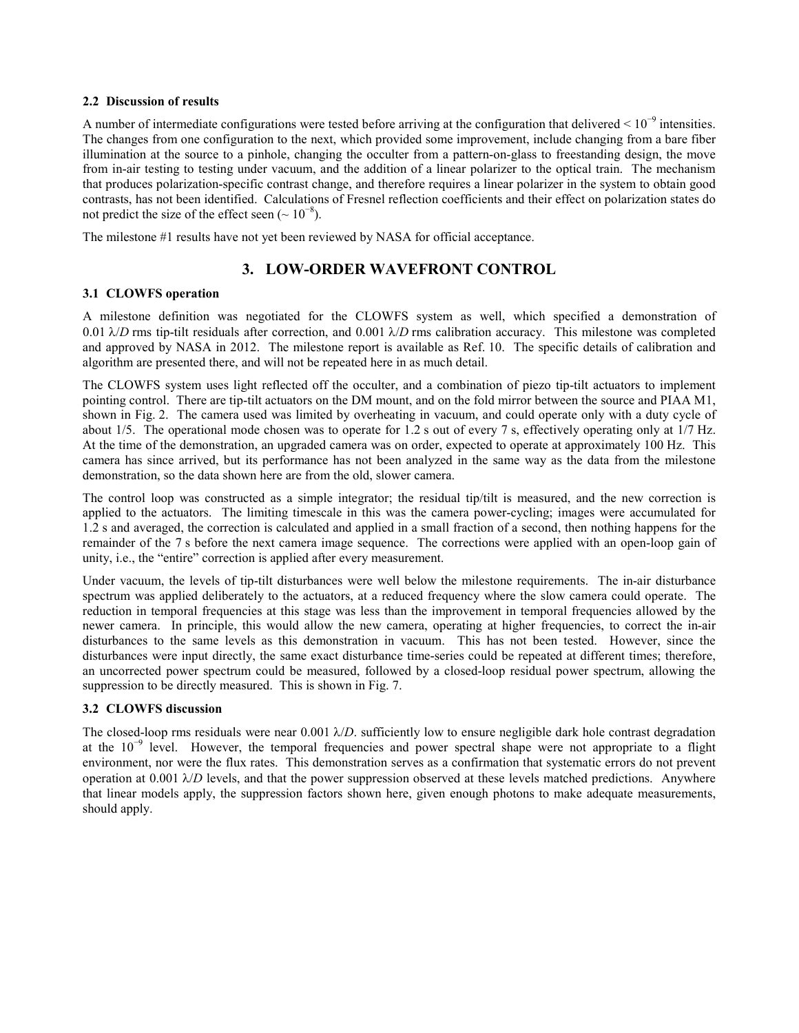### 2.2 Discussion of results

A number of intermediate configurations were tested before arriving at the configuration that delivered $< 10^{-9}$ intensities. The changes from one configuration to the next, which provided some improvement, include changing from a bare fiber illumination at the source to a pinhole, changing the occulter from a pattern-on-glass to freestanding design, the move from in-air testing to testing under vacuum, and the addition of a linear polarizer to the optical train. The mechanism that produces polarization-specific contrast change, and therefore requires a linear polarizer in the system to obtain good contrasts, has not been identified. Calculations of Fresnel reflection coefficients and their effect on polarization states do not predict the size of the effect seen ($\sim 10^{-8}$).

The milestone #1 results have not yet been reviewed by NASA for official acceptance.

## 3. LOW-ORDER WAVEFRONT CONTROL

### 3.1 CLOWFS operation

A milestone definition was negotiated for the CLOWFS system as well, which specified a demonstration of 0.01 $\lambda/D$ rms tip-tilt residuals after correction, and 0.001 $\lambda/D$ rms calibration accuracy. This milestone was completed and approved by NASA in 2012. The milestone report is available as Ref. 10. The specific details of calibration and algorithm are presented there, and will not be repeated here in as much detail.

The CLOWFS system uses light reflected off the occulter, and a combination of piezo tip-tilt actuators to implement pointing control. There are tip-tilt actuators on the DM mount, and on the fold mirror between the source and PIAA M1, shown in Fig. 2. The camera used was limited by overheating in vacuum, and could operate only with a duty cycle of about 1/5. The operational mode chosen was to operate for 1.2 s out of every 7 s, effectively operating only at 1/7 Hz. At the time of the demonstration, an upgraded camera was on order, expected to operate at approximately 100 Hz. This camera has since arrived, but its performance has not been analyzed in the same way as the data from the milestone demonstration, so the data shown here are from the old, slower camera.

The control loop was constructed as a simple integrator; the residual tip/tilt is measured, and the new correction is applied to the actuators. The limiting timescale in this was the camera power-cycling; images were accumulated for 1.2 s and averaged, the correction is calculated and applied in a small fraction of a second, then nothing happens for the remainder of the 7 s before the next camera image sequence. The corrections were applied with an open-loop gain of unity, i.e., the "entire" correction is applied after every measurement.

Under vacuum, the levels of tip-tilt disturbances were well below the milestone requirements. The in-air disturbance spectrum was applied deliberately to the actuators, at a reduced frequency where the slow camera could operate. The reduction in temporal frequencies at this stage was less than the improvement in temporal frequencies allowed by the newer camera. In principle, this would allow the new camera, operating at higher frequencies, to correct the in-air disturbances to the same levels as this demonstration in vacuum. This has not been tested. However, since the disturbances were input directly, the same exact disturbance time-series could be repeated at different times; therefore, an uncorrected power spectrum could be measured, followed by a closed-loop residual power spectrum, allowing the suppression to be directly measured. This is shown in Fig. 7.

### 3.2 CLOWFS discussion

The closed-loop rms residuals were near 0.001 $\lambda/D$. sufficiently low to ensure negligible dark hole contrast degradation at the $10^{-9}$ level. However, the temporal frequencies and power spectral shape were not appropriate to a flight environment, nor were the flux rates. This demonstration serves as a confirmation that systematic errors do not prevent operation at 0.001 $\lambda/D$ levels, and that the power suppression observed at these levels matched predictions. Anywhere that linear models apply, the suppression factors shown here, given enough photons to make adequate measurements, should apply.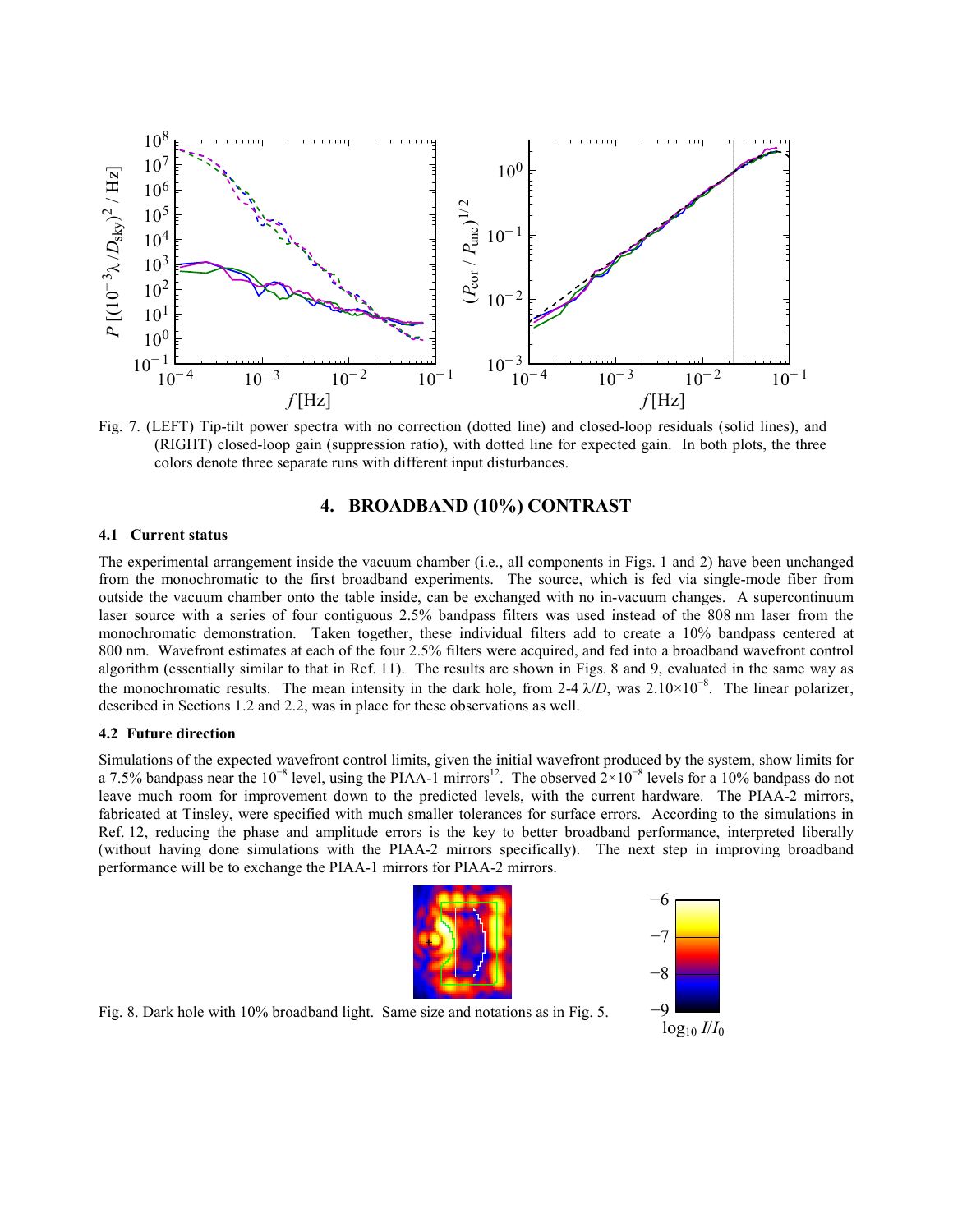Fig. 7. (LEFT) Tip-tilt power spectra with no correction (dotted line) and closed-loop residuals (solid lines), and (RIGHT) closed-loop gain (suppression ratio), with dotted line for expected gain. In both plots, the three colors denote three separate runs with different input disturbances.

## 4. BROADBAND (10%) CONTRAST

### 4.1 Current status

The experimental arrangement inside the vacuum chamber (i.e., all components in Figs. 1 and 2) have been unchanged from the monochromatic to the first broadband experiments. The source, which is fed via single-mode fiber from outside the vacuum chamber onto the table inside, can be exchanged with no in-vacuum changes. A supercontinuum laser source with a series of four contiguous 2.5% bandpass filters was used instead of the 808 nm laser from the monochromatic demonstration. Taken together, these individual filters add to create a 10% bandpass centered at 800 nm. Wavefront estimates at each of the four 2.5% filters were acquired, and fed into a broadband wavefront control algorithm (essentially similar to that in Ref. 11). The results are shown in Figs. 8 and 9, evaluated in the same way as the monochromatic results. The mean intensity in the dark hole, from 2-4 $\lambda/D$, was $2.10\times10^{-8}$. The linear polarizer, described in Sections 1.2 and 2.2, was in place for these observations as well.

### 4.2 Future direction

Simulations of the expected wavefront control limits, given the initial wavefront produced by the system, show limits for a 7.5% bandpass near the $10^{-8}$ level, using the PIAA-1 mirrors[12]. The observed $2\times10^{-8}$ levels for a 10% bandpass do not leave much room for improvement down to the predicted levels, with the current hardware. The PIAA-2 mirrors, fabricated at Tinsley, were specified with much smaller tolerances for surface errors. According to the simulations in Ref. 12, reducing the phase and amplitude errors is the key to better broadband performance, interpreted liberally (without having done simulations with the PIAA-2 mirrors specifically). The next step in improving broadband performance will be to exchange the PIAA-1 mirrors for PIAA-2 mirrors.

Fig. 8. Dark hole with 10% broadband light. Same size and notations as in Fig. 5.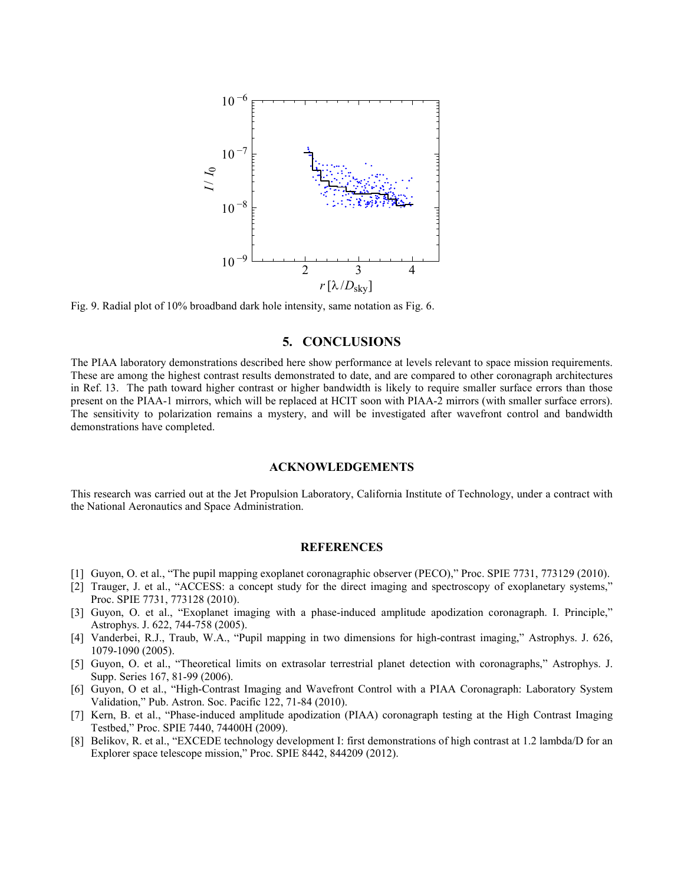Fig. 9. Radial plot of 10% broadband dark hole intensity, same notation as Fig. 6.

## 5. CONCLUSIONS

The PIAA laboratory demonstrations described here show performance at levels relevant to space mission requirements. These are among the highest contrast results demonstrated to date, and are compared to other coronagraph architectures in Ref. 13. The path toward higher contrast or higher bandwidth is likely to require smaller surface errors than those present on the PIAA-1 mirrors, which will be replaced at HCIT soon with PIAA-2 mirrors (with smaller surface errors). The sensitivity to polarization remains a mystery, and will be investigated after wavefront control and bandwidth demonstrations have completed.

## ACKNOWLEDGEMENTS

This research was carried out at the Jet Propulsion Laboratory, California Institute of Technology, under a contract with the National Aeronautics and Space Administration.

## REFERENCES

[1] Guyon, O. et al., "The pupil mapping exoplanet coronagraphic observer (PECO)," Proc. SPIE 7731, 773129 (2010).

[2] Trauger, J. et al., "ACCESS: a concept study for the direct imaging and spectroscopy of exoplanetary systems," Proc. SPIE 7731, 773128 (2010).

[3] Guyon, O. et al., "Exoplanet imaging with a phase-induced amplitude apodization coronagraph. I. Principle," Astrophys. J. 622, 744-758 (2005).

[4] Vanderbei, R.J., Traub, W.A., "Pupil mapping in two dimensions for high-contrast imaging," Astrophys. J. 626, 1079-1090 (2005).

[5] Guyon, O. et al., "Theoretical limits on extrasolar terrestrial planet detection with coronagraphs," Astrophys. J. Supp. Series 167, 81-99 (2006).

[6] Guyon, O et al., "High-Contrast Imaging and Wavefront Control with a PIAA Coronagraph: Laboratory System Validation," Pub. Astron. Soc. Pacific 122, 71-84 (2010).

[7] Kern, B. et al., "Phase-induced amplitude apodization (PIAA) coronagraph testing at the High Contrast Imaging Testbed," Proc. SPIE 7440, 74400H (2009).

[8] Belikov, R. et al., "EXCEDE technology development I: first demonstrations of high contrast at 1.2 lambda/D for an Explorer space telescope mission," Proc. SPIE 8442, 844209 (2012).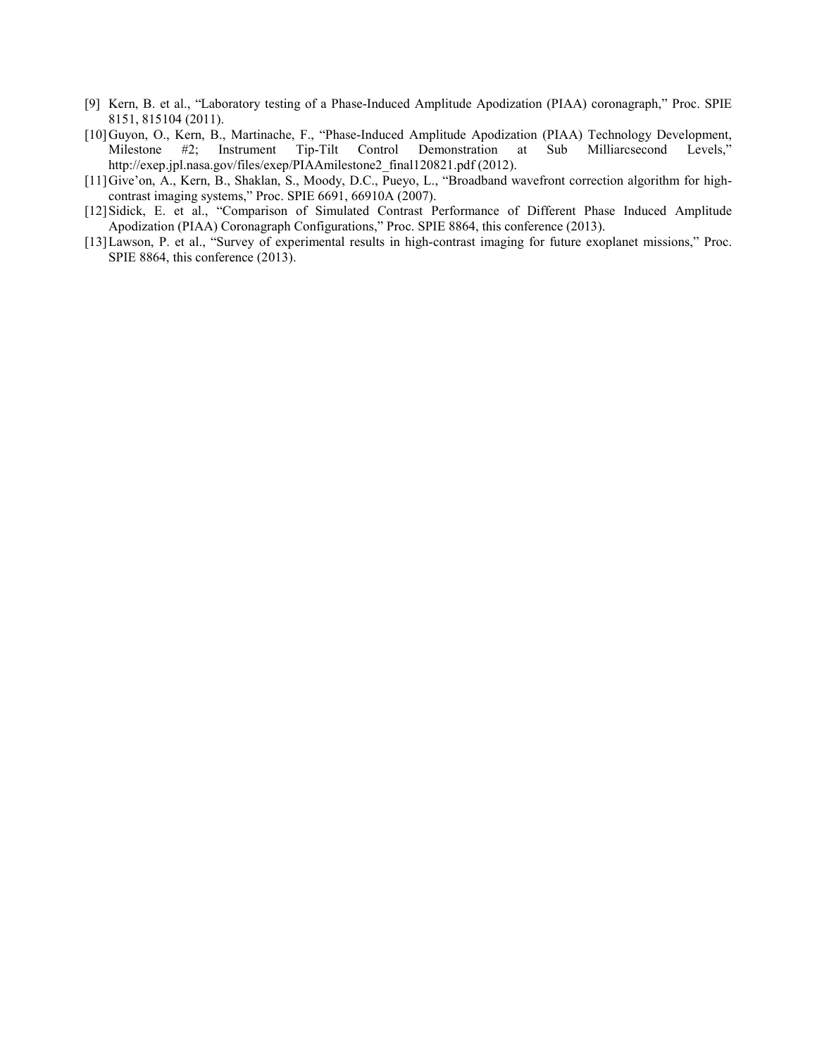[9] Kern, B. et al., "Laboratory testing of a Phase-Induced Amplitude Apodization (PIAA) coronagraph," Proc. SPIE 8151, 815104 (2011).

[10] Guyon, O., Kern, B., Martinache, F., "Phase-Induced Amplitude Apodization (PIAA) Technology Development, Milestone #2; Instrument Tip-Tilt Control Demonstration at Sub Milliarcsecond Levels," http://exep.jpl.nasa.gov/files/exep/PIAAmilestone2_final120821.pdf (2012).

[11] Give'on, A., Kern, B., Shaklan, S., Moody, D.C., Pueyo, L., "Broadband wavefront correction algorithm for high-contrast imaging systems," Proc. SPIE 6691, 66910A (2007).

[12] Sidick, E. et al., "Comparison of Simulated Contrast Performance of Different Phase Induced Amplitude Apodization (PIAA) Coronagraph Configurations," Proc. SPIE 8864, this conference (2013).

[13] Lawson, P. et al., "Survey of experimental results in high-contrast imaging for future exoplanet missions," Proc. SPIE 8864, this conference (2013).